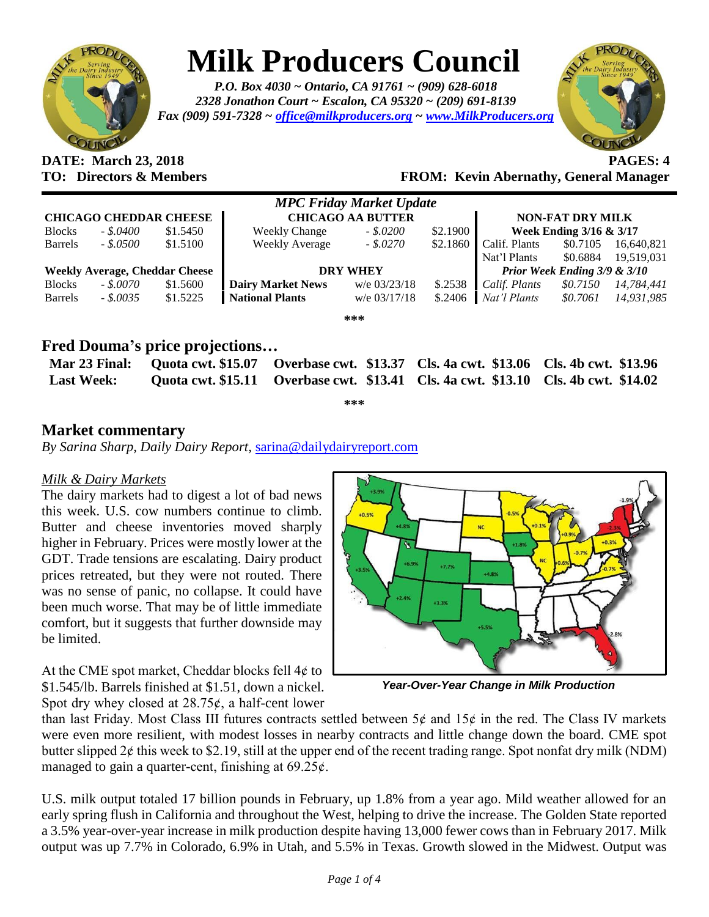# Milk Producers Council

*P.O. Box 4030 ~ Ontario, CA 91761 ~ (909) 628-6018*
*2328 Jonathon Court ~ Escalon, CA 95320 ~ (209) 691-8139*
*Fax (909) 591-7328 ~ office@milkproducers.org ~ www.MilkProducers.org*

**DATE: March 23, 2018** **PAGES: 4**
**TO: Directors & Members** **FROM: Kevin Abernathy, General Manager**

*MPC Friday Market Update*

| CHICAGO CHEDDAR CHEESE | | | CHICAGO AA BUTTER | | | NON-FAT DRY MILK | | |
|---|---|---|---|---|---|---|---|---|
| Blocks | *- $.0400* | $1.5450 | Weekly Change | *- $.0200* | $2.1900 | Week Ending 3/16 & 3/17 | | |
| Barrels | *- $.0500* | $1.5100 | Weekly Average | *- $.0270* | $2.1860 | Calif. Plants | $0.7105 | 16,640,821 |
| | | | | | | Nat'l Plants | $0.6884 | 19,519,031 |
| **Weekly Average, Cheddar Cheese** | | | **DRY WHEY** | | | *Prior Week Ending 3/9 & 3/10* | | |
| Blocks | *- $.0070* | $1.5600 | **Dairy Market News** | w/e 03/23/18 | $.2538 | *Calif. Plants* | *$0.7150* | *14,784,441* |
| Barrels | *- $.0035* | $1.5225 | **National Plants** | w/e 03/17/18 | $.2406 | *Nat'l Plants* | *$0.7061* | *14,931,985* |

***

## Fred Douma's price projections…

| | | | | |
|---|---|---|---|---|
| **Mar 23 Final:** | **Quota cwt. $15.07** | **Overbase cwt. $13.37** | **Cls. 4a cwt. $13.06** | **Cls. 4b cwt. $13.96** |
| **Last Week:** | **Quota cwt. $15.11** | **Overbase cwt. $13.41** | **Cls. 4a cwt. $13.10** | **Cls. 4b cwt. $14.02** |

***

## Market commentary

*By Sarina Sharp, Daily Dairy Report*, sarina@dailydairyreport.com

### *Milk & Dairy Markets*

The dairy markets had to digest a lot of bad news this week. U.S. cow numbers continue to climb. Butter and cheese inventories moved sharply higher in February. Prices were mostly lower at the GDT. Trade tensions are escalating. Dairy product prices retreated, but they were not routed. There was no sense of panic, no collapse. It could have been much worse. That may be of little immediate comfort, but it suggests that further downside may be limited.

***Year-Over-Year Change in Milk Production***

At the CME spot market, Cheddar blocks fell 4¢ to $1.545/lb. Barrels finished at $1.51, down a nickel. Spot dry whey closed at 28.75¢, a half-cent lower than last Friday. Most Class III futures contracts settled between 5¢ and 15¢ in the red. The Class IV markets were even more resilient, with modest losses in nearby contracts and little change down the board. CME spot butter slipped 2¢ this week to $2.19, still at the upper end of the recent trading range. Spot nonfat dry milk (NDM) managed to gain a quarter-cent, finishing at 69.25¢.

U.S. milk output totaled 17 billion pounds in February, up 1.8% from a year ago. Mild weather allowed for an early spring flush in California and throughout the West, helping to drive the increase. The Golden State reported a 3.5% year-over-year increase in milk production despite having 13,000 fewer cows than in February 2017. Milk output was up 7.7% in Colorado, 6.9% in Utah, and 5.5% in Texas. Growth slowed in the Midwest. Output was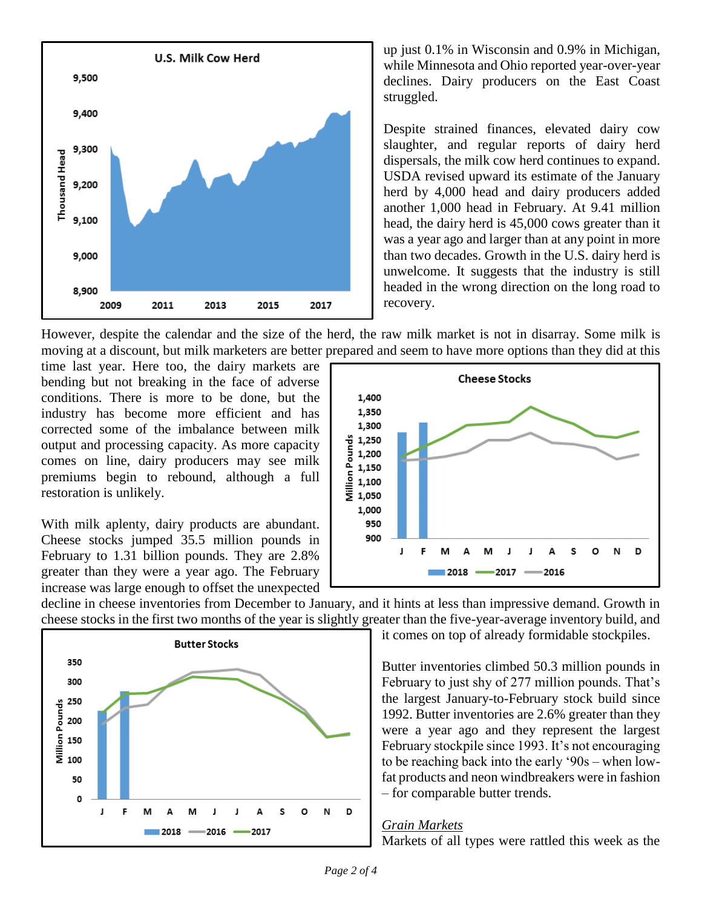up just 0.1% in Wisconsin and 0.9% in Michigan, while Minnesota and Ohio reported year-over-year declines. Dairy producers on the East Coast struggled.

Despite strained finances, elevated dairy cow slaughter, and regular reports of dairy herd dispersals, the milk cow herd continues to expand. USDA revised upward its estimate of the January herd by 4,000 head and dairy producers added another 1,000 head in February. At 9.41 million head, the dairy herd is 45,000 cows greater than it was a year ago and larger than at any point in more than two decades. Growth in the U.S. dairy herd is unwelcome. It suggests that the industry is still headed in the wrong direction on the long road to recovery.

However, despite the calendar and the size of the herd, the raw milk market is not in disarray. Some milk is moving at a discount, but milk marketers are better prepared and seem to have more options than they did at this time last year. Here too, the dairy markets are bending but not breaking in the face of adverse conditions. There is more to be done, but the industry has become more efficient and has corrected some of the imbalance between milk output and processing capacity. As more capacity comes on line, dairy producers may see milk premiums begin to rebound, although a full restoration is unlikely.

With milk aplenty, dairy products are abundant. Cheese stocks jumped 35.5 million pounds in February to 1.31 billion pounds. They are 2.8% greater than they were a year ago. The February increase was large enough to offset the unexpected decline in cheese inventories from December to January, and it hints at less than impressive demand. Growth in cheese stocks in the first two months of the year is slightly greater than the five-year-average inventory build, and it comes on top of already formidable stockpiles.

Butter inventories climbed 50.3 million pounds in February to just shy of 277 million pounds. That's the largest January-to-February stock build since 1992. Butter inventories are 2.6% greater than they were a year ago and they represent the largest February stockpile since 1993. It's not encouraging to be reaching back into the early '90s – when low-fat products and neon windbreakers were in fashion – for comparable butter trends.

*Grain Markets*

Markets of all types were rattled this week as the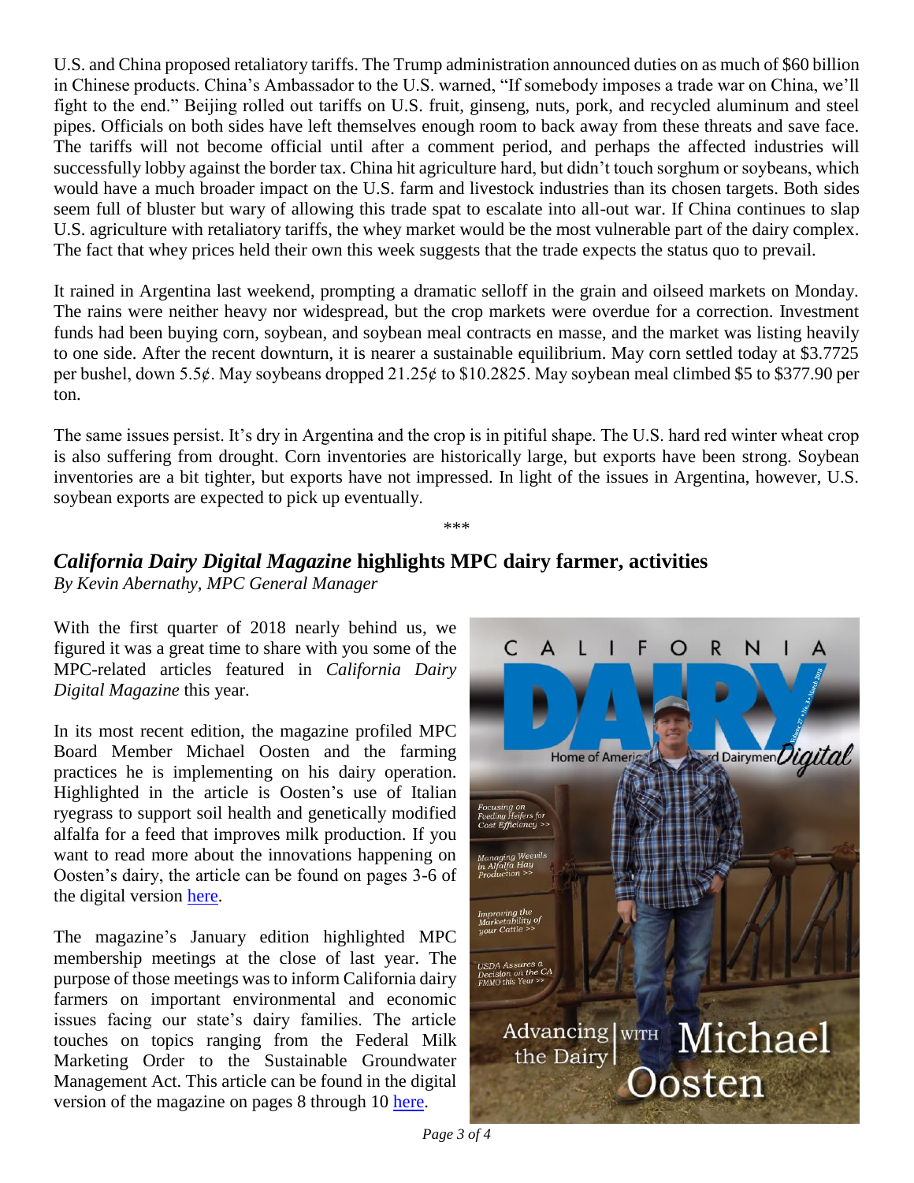U.S. and China proposed retaliatory tariffs. The Trump administration announced duties on as much of $60 billion in Chinese products. China's Ambassador to the U.S. warned, "If somebody imposes a trade war on China, we'll fight to the end." Beijing rolled out tariffs on U.S. fruit, ginseng, nuts, pork, and recycled aluminum and steel pipes. Officials on both sides have left themselves enough room to back away from these threats and save face. The tariffs will not become official until after a comment period, and perhaps the affected industries will successfully lobby against the border tax. China hit agriculture hard, but didn't touch sorghum or soybeans, which would have a much broader impact on the U.S. farm and livestock industries than its chosen targets. Both sides seem full of bluster but wary of allowing this trade spat to escalate into all-out war. If China continues to slap U.S. agriculture with retaliatory tariffs, the whey market would be the most vulnerable part of the dairy complex. The fact that whey prices held their own this week suggests that the trade expects the status quo to prevail.

It rained in Argentina last weekend, prompting a dramatic selloff in the grain and oilseed markets on Monday. The rains were neither heavy nor widespread, but the crop markets were overdue for a correction. Investment funds had been buying corn, soybean, and soybean meal contracts en masse, and the market was listing heavily to one side. After the recent downturn, it is nearer a sustainable equilibrium. May corn settled today at $3.7725 per bushel, down 5.5¢. May soybeans dropped 21.25¢ to $10.2825. May soybean meal climbed $5 to $377.90 per ton.

The same issues persist. It's dry in Argentina and the crop is in pitiful shape. The U.S. hard red winter wheat crop is also suffering from drought. Corn inventories are historically large, but exports have been strong. Soybean inventories are a bit tighter, but exports have not impressed. In light of the issues in Argentina, however, U.S. soybean exports are expected to pick up eventually.

***

## *California Dairy Digital Magazine* highlights MPC dairy farmer, activities

*By Kevin Abernathy, MPC General Manager*

With the first quarter of 2018 nearly behind us, we figured it was a great time to share with you some of the MPC-related articles featured in *California Dairy Digital Magazine* this year.

In its most recent edition, the magazine profiled MPC Board Member Michael Oosten and the farming practices he is implementing on his dairy operation. Highlighted in the article is Oosten's use of Italian ryegrass to support soil health and genetically modified alfalfa for a feed that improves milk production. If you want to read more about the innovations happening on Oosten's dairy, the article can be found on pages 3-6 of the digital version here.

The magazine's January edition highlighted MPC membership meetings at the close of last year. The purpose of those meetings was to inform California dairy farmers on important environmental and economic issues facing our state's dairy families. The article touches on topics ranging from the Federal Milk Marketing Order to the Sustainable Groundwater Management Act. This article can be found in the digital version of the magazine on pages 8 through 10 here.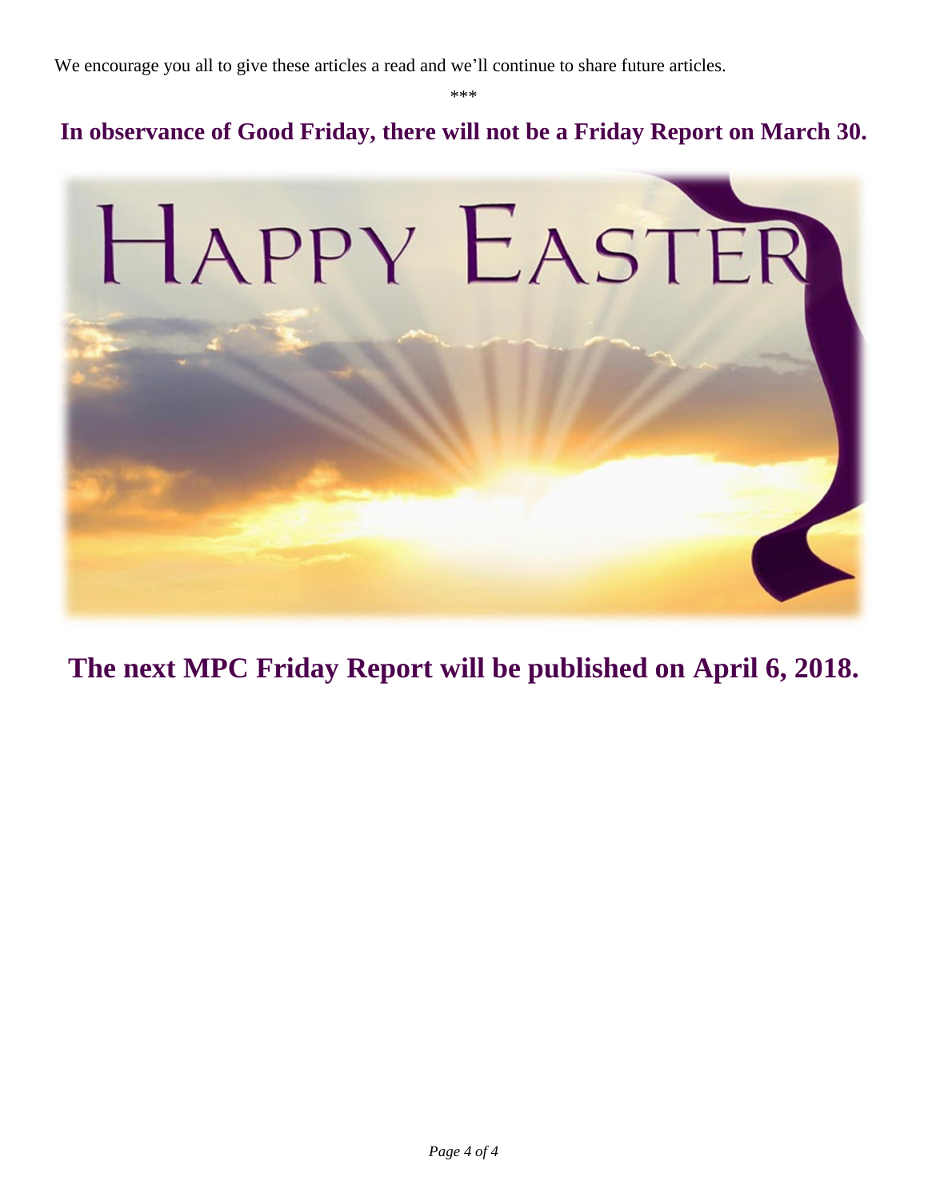We encourage you all to give these articles a read and we'll continue to share future articles.

***

**In observance of Good Friday, there will not be a Friday Report on March 30.**

HAPPY EASTER

**The next MPC Friday Report will be published on April 6, 2018.**